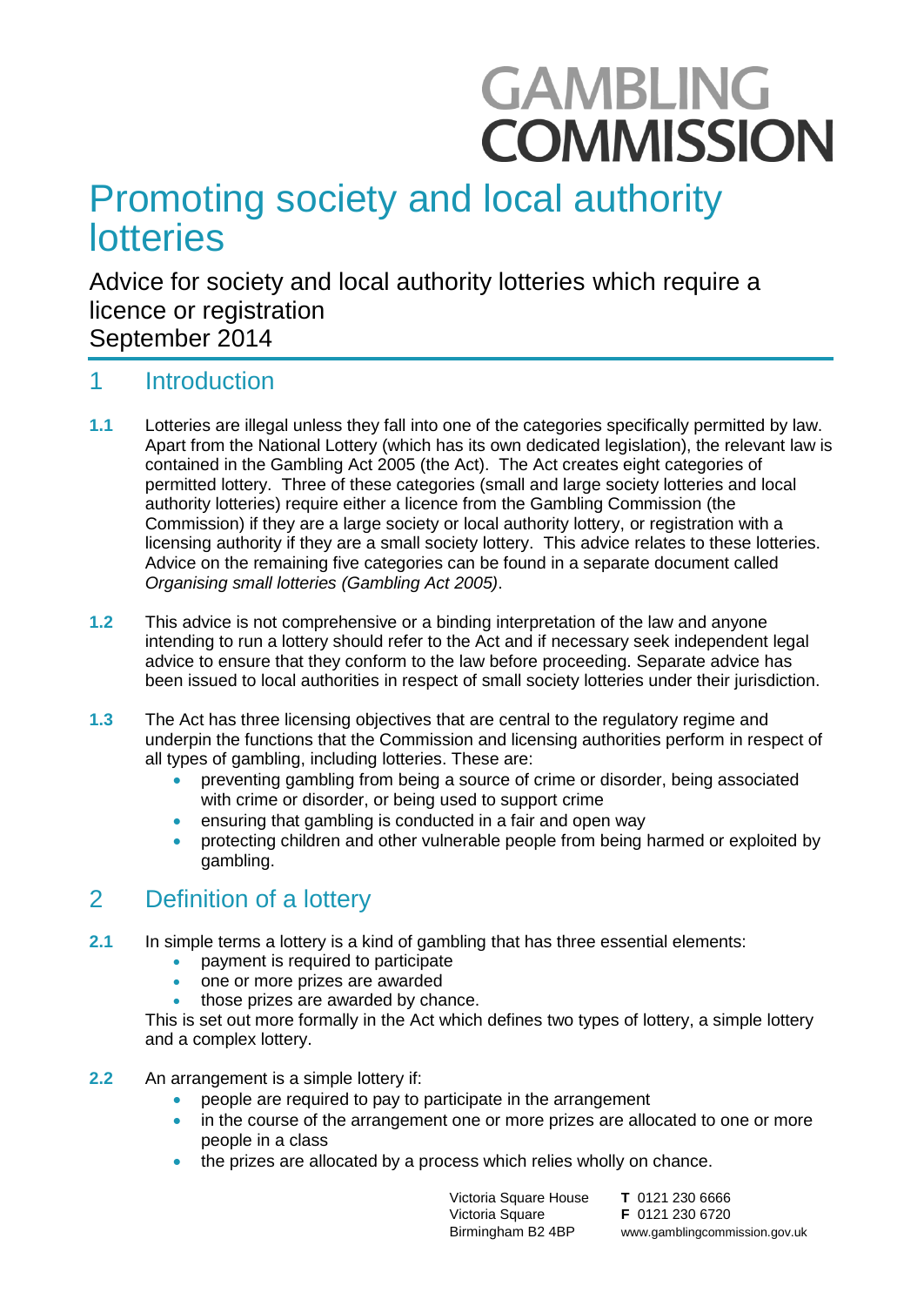# GAMBLING COMMISSION

# Promoting society and local authority lotteries

Advice for society and local authority lotteries which require a licence or registration
September 2014

## 1 Introduction

**1.1** Lotteries are illegal unless they fall into one of the categories specifically permitted by law. Apart from the National Lottery (which has its own dedicated legislation), the relevant law is contained in the Gambling Act 2005 (the Act). The Act creates eight categories of permitted lottery. Three of these categories (small and large society lotteries and local authority lotteries) require either a licence from the Gambling Commission (the Commission) if they are a large society or local authority lottery, or registration with a licensing authority if they are a small society lottery. This advice relates to these lotteries. Advice on the remaining five categories can be found in a separate document called *Organising small lotteries (Gambling Act 2005)*.

**1.2** This advice is not comprehensive or a binding interpretation of the law and anyone intending to run a lottery should refer to the Act and if necessary seek independent legal advice to ensure that they conform to the law before proceeding. Separate advice has been issued to local authorities in respect of small society lotteries under their jurisdiction.

**1.3** The Act has three licensing objectives that are central to the regulatory regime and underpin the functions that the Commission and licensing authorities perform in respect of all types of gambling, including lotteries. These are:

- preventing gambling from being a source of crime or disorder, being associated with crime or disorder, or being used to support crime
- ensuring that gambling is conducted in a fair and open way
- protecting children and other vulnerable people from being harmed or exploited by gambling.

## 2 Definition of a lottery

**2.1** In simple terms a lottery is a kind of gambling that has three essential elements:

- payment is required to participate
- one or more prizes are awarded
- those prizes are awarded by chance.

This is set out more formally in the Act which defines two types of lottery, a simple lottery and a complex lottery.

**2.2** An arrangement is a simple lottery if:

- people are required to pay to participate in the arrangement
- in the course of the arrangement one or more prizes are allocated to one or more people in a class
- the prizes are allocated by a process which relies wholly on chance.

Victoria Square House
Victoria Square
Birmingham B2 4BP

**T** 0121 230 6666
**F** 0121 230 6720
www.gamblingcommission.gov.uk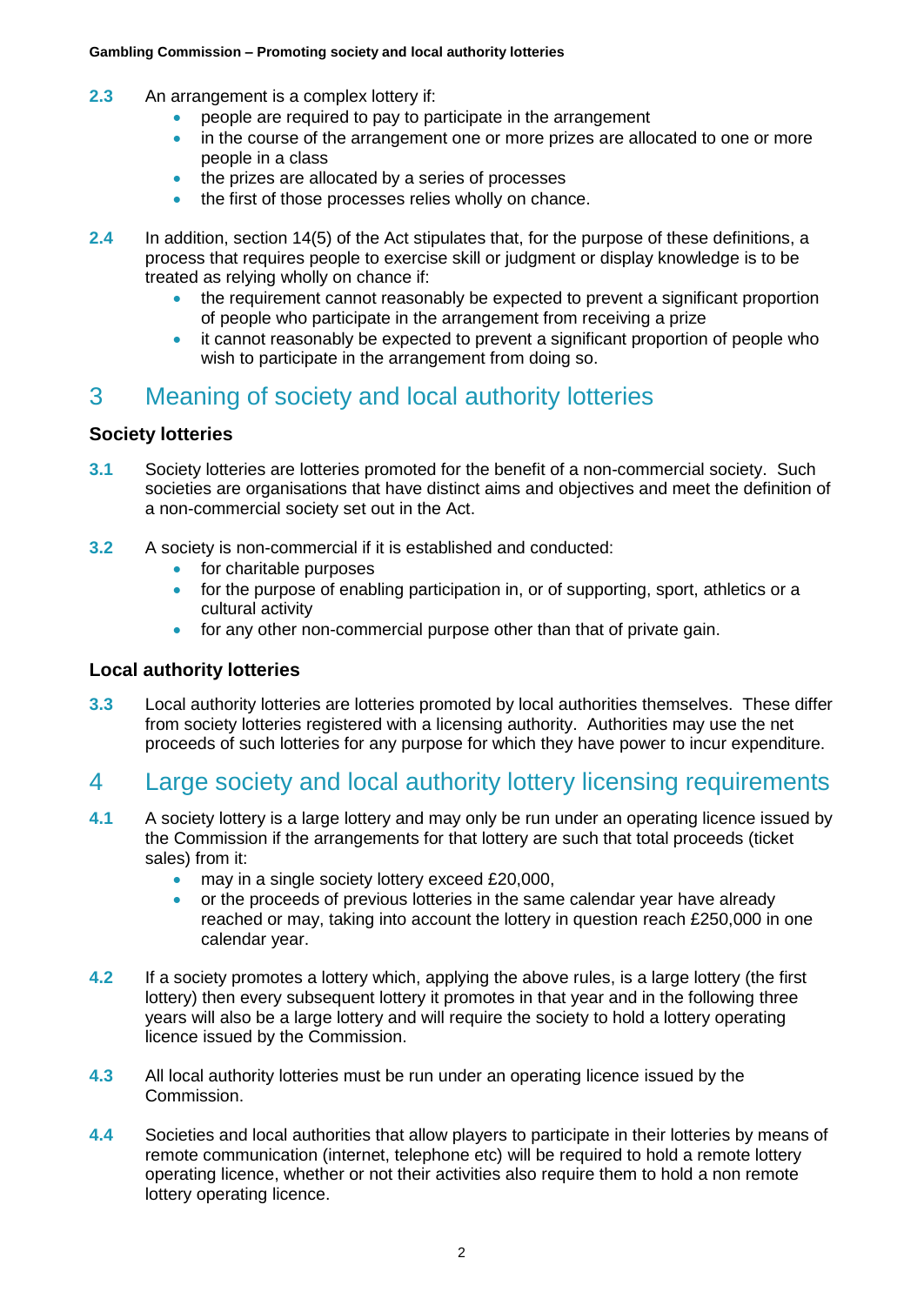**2.3** An arrangement is a complex lottery if:

- people are required to pay to participate in the arrangement
- in the course of the arrangement one or more prizes are allocated to one or more people in a class
- the prizes are allocated by a series of processes
- the first of those processes relies wholly on chance.

**2.4** In addition, section 14(5) of the Act stipulates that, for the purpose of these definitions, a process that requires people to exercise skill or judgment or display knowledge is to be treated as relying wholly on chance if:

- the requirement cannot reasonably be expected to prevent a significant proportion of people who participate in the arrangement from receiving a prize
- it cannot reasonably be expected to prevent a significant proportion of people who wish to participate in the arrangement from doing so.

# 3 Meaning of society and local authority lotteries

### Society lotteries

**3.1** Society lotteries are lotteries promoted for the benefit of a non-commercial society. Such societies are organisations that have distinct aims and objectives and meet the definition of a non-commercial society set out in the Act.

**3.2** A society is non-commercial if it is established and conducted:

- for charitable purposes
- for the purpose of enabling participation in, or of supporting, sport, athletics or a cultural activity
- for any other non-commercial purpose other than that of private gain.

### Local authority lotteries

**3.3** Local authority lotteries are lotteries promoted by local authorities themselves. These differ from society lotteries registered with a licensing authority. Authorities may use the net proceeds of such lotteries for any purpose for which they have power to incur expenditure.

# 4 Large society and local authority lottery licensing requirements

**4.1** A society lottery is a large lottery and may only be run under an operating licence issued by the Commission if the arrangements for that lottery are such that total proceeds (ticket sales) from it:

- may in a single society lottery exceed £20,000,
- or the proceeds of previous lotteries in the same calendar year have already reached or may, taking into account the lottery in question reach £250,000 in one calendar year.

**4.2** If a society promotes a lottery which, applying the above rules, is a large lottery (the first lottery) then every subsequent lottery it promotes in that year and in the following three years will also be a large lottery and will require the society to hold a lottery operating licence issued by the Commission.

**4.3** All local authority lotteries must be run under an operating licence issued by the Commission.

**4.4** Societies and local authorities that allow players to participate in their lotteries by means of remote communication (internet, telephone etc) will be required to hold a remote lottery operating licence, whether or not their activities also require them to hold a non remote lottery operating licence.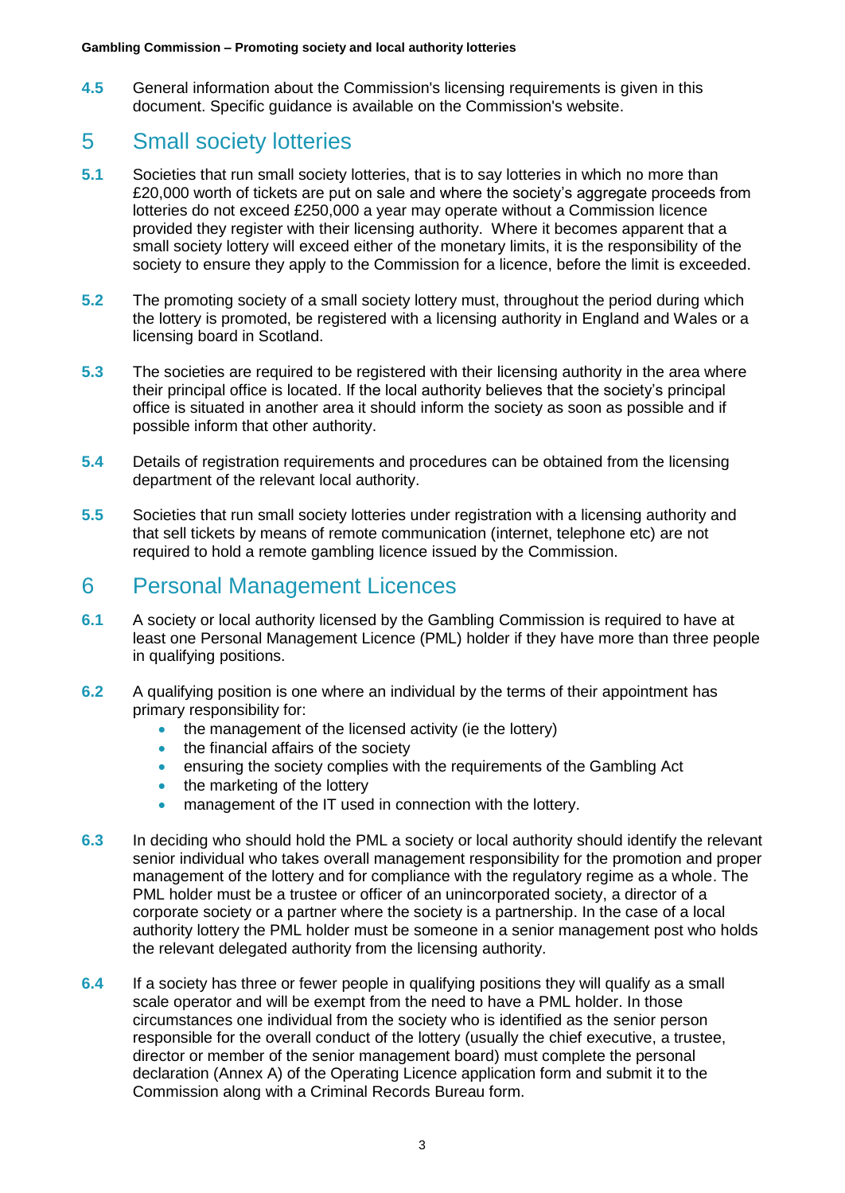**4.5** General information about the Commission's licensing requirements is given in this document. Specific guidance is available on the Commission's website.

## 5 Small society lotteries

**5.1** Societies that run small society lotteries, that is to say lotteries in which no more than £20,000 worth of tickets are put on sale and where the society's aggregate proceeds from lotteries do not exceed £250,000 a year may operate without a Commission licence provided they register with their licensing authority. Where it becomes apparent that a small society lottery will exceed either of the monetary limits, it is the responsibility of the society to ensure they apply to the Commission for a licence, before the limit is exceeded.

**5.2** The promoting society of a small society lottery must, throughout the period during which the lottery is promoted, be registered with a licensing authority in England and Wales or a licensing board in Scotland.

**5.3** The societies are required to be registered with their licensing authority in the area where their principal office is located. If the local authority believes that the society's principal office is situated in another area it should inform the society as soon as possible and if possible inform that other authority.

**5.4** Details of registration requirements and procedures can be obtained from the licensing department of the relevant local authority.

**5.5** Societies that run small society lotteries under registration with a licensing authority and that sell tickets by means of remote communication (internet, telephone etc) are not required to hold a remote gambling licence issued by the Commission.

## 6 Personal Management Licences

**6.1** A society or local authority licensed by the Gambling Commission is required to have at least one Personal Management Licence (PML) holder if they have more than three people in qualifying positions.

**6.2** A qualifying position is one where an individual by the terms of their appointment has primary responsibility for:

- the management of the licensed activity (ie the lottery)
- the financial affairs of the society
- ensuring the society complies with the requirements of the Gambling Act
- the marketing of the lottery
- management of the IT used in connection with the lottery.

**6.3** In deciding who should hold the PML a society or local authority should identify the relevant senior individual who takes overall management responsibility for the promotion and proper management of the lottery and for compliance with the regulatory regime as a whole. The PML holder must be a trustee or officer of an unincorporated society, a director of a corporate society or a partner where the society is a partnership. In the case of a local authority lottery the PML holder must be someone in a senior management post who holds the relevant delegated authority from the licensing authority.

**6.4** If a society has three or fewer people in qualifying positions they will qualify as a small scale operator and will be exempt from the need to have a PML holder. In those circumstances one individual from the society who is identified as the senior person responsible for the overall conduct of the lottery (usually the chief executive, a trustee, director or member of the senior management board) must complete the personal declaration (Annex A) of the Operating Licence application form and submit it to the Commission along with a Criminal Records Bureau form.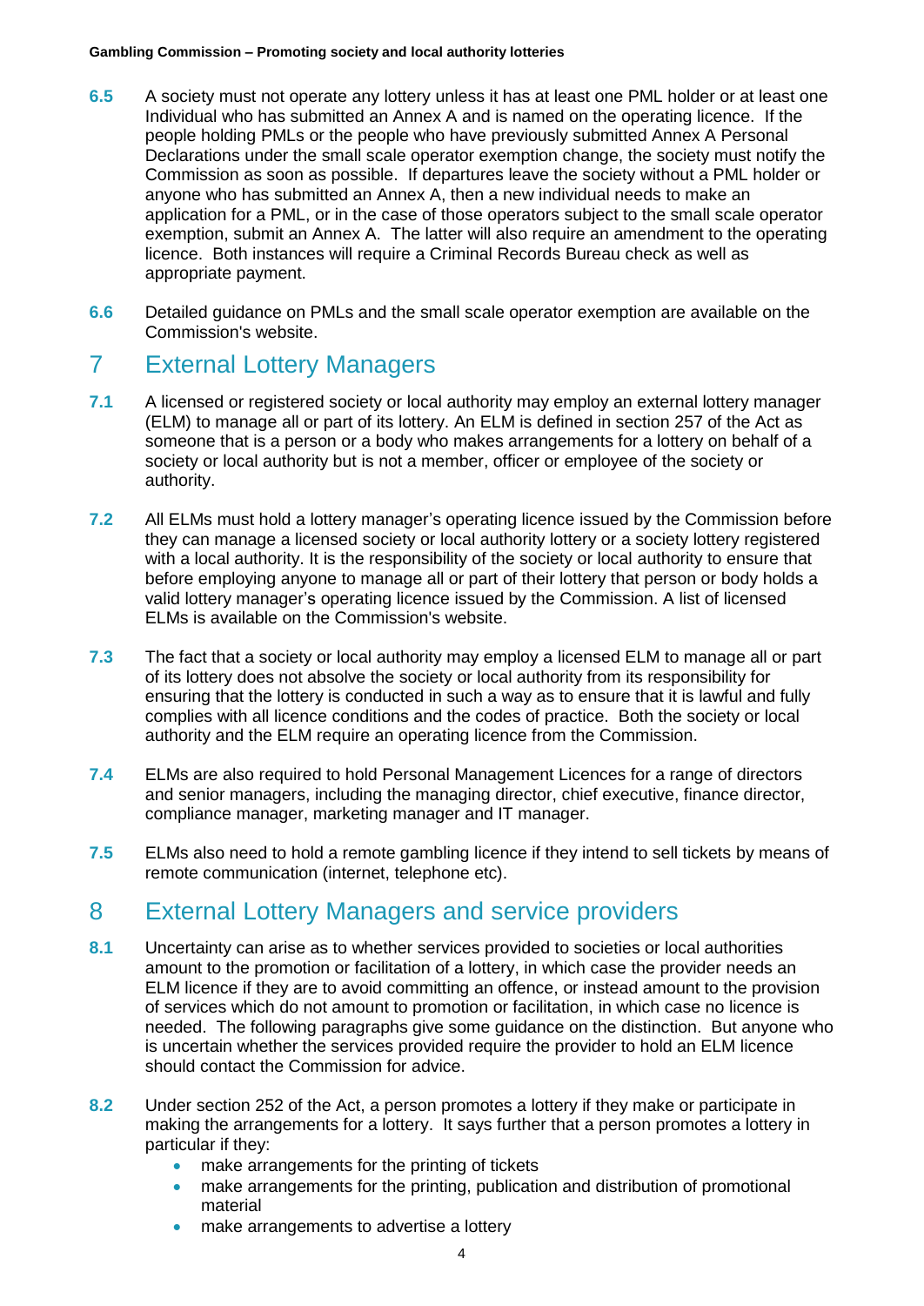**6.5** A society must not operate any lottery unless it has at least one PML holder or at least one Individual who has submitted an Annex A and is named on the operating licence. If the people holding PMLs or the people who have previously submitted Annex A Personal Declarations under the small scale operator exemption change, the society must notify the Commission as soon as possible. If departures leave the society without a PML holder or anyone who has submitted an Annex A, then a new individual needs to make an application for a PML, or in the case of those operators subject to the small scale operator exemption, submit an Annex A. The latter will also require an amendment to the operating licence. Both instances will require a Criminal Records Bureau check as well as appropriate payment.

**6.6** Detailed guidance on PMLs and the small scale operator exemption are available on the Commission's website.

## 7 External Lottery Managers

**7.1** A licensed or registered society or local authority may employ an external lottery manager (ELM) to manage all or part of its lottery. An ELM is defined in section 257 of the Act as someone that is a person or a body who makes arrangements for a lottery on behalf of a society or local authority but is not a member, officer or employee of the society or authority.

**7.2** All ELMs must hold a lottery manager's operating licence issued by the Commission before they can manage a licensed society or local authority lottery or a society lottery registered with a local authority. It is the responsibility of the society or local authority to ensure that before employing anyone to manage all or part of their lottery that person or body holds a valid lottery manager's operating licence issued by the Commission. A list of licensed ELMs is available on the Commission's website.

**7.3** The fact that a society or local authority may employ a licensed ELM to manage all or part of its lottery does not absolve the society or local authority from its responsibility for ensuring that the lottery is conducted in such a way as to ensure that it is lawful and fully complies with all licence conditions and the codes of practice. Both the society or local authority and the ELM require an operating licence from the Commission.

**7.4** ELMs are also required to hold Personal Management Licences for a range of directors and senior managers, including the managing director, chief executive, finance director, compliance manager, marketing manager and IT manager.

**7.5** ELMs also need to hold a remote gambling licence if they intend to sell tickets by means of remote communication (internet, telephone etc).

## 8 External Lottery Managers and service providers

**8.1** Uncertainty can arise as to whether services provided to societies or local authorities amount to the promotion or facilitation of a lottery, in which case the provider needs an ELM licence if they are to avoid committing an offence, or instead amount to the provision of services which do not amount to promotion or facilitation, in which case no licence is needed. The following paragraphs give some guidance on the distinction. But anyone who is uncertain whether the services provided require the provider to hold an ELM licence should contact the Commission for advice.

**8.2** Under section 252 of the Act, a person promotes a lottery if they make or participate in making the arrangements for a lottery. It says further that a person promotes a lottery in particular if they:

- make arrangements for the printing of tickets
- make arrangements for the printing, publication and distribution of promotional material
- make arrangements to advertise a lottery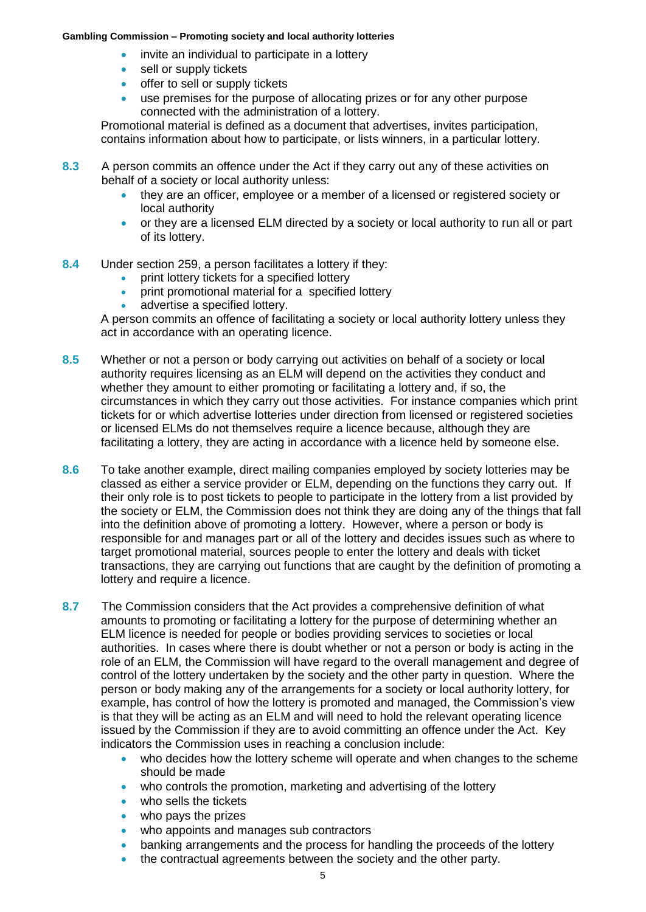- invite an individual to participate in a lottery
- sell or supply tickets
- offer to sell or supply tickets
- use premises for the purpose of allocating prizes or for any other purpose connected with the administration of a lottery.

Promotional material is defined as a document that advertises, invites participation, contains information about how to participate, or lists winners, in a particular lottery.

**8.3** A person commits an offence under the Act if they carry out any of these activities on behalf of a society or local authority unless:

- they are an officer, employee or a member of a licensed or registered society or local authority
- or they are a licensed ELM directed by a society or local authority to run all or part of its lottery.

**8.4** Under section 259, a person facilitates a lottery if they:

- print lottery tickets for a specified lottery
- print promotional material for a specified lottery
- advertise a specified lottery.

A person commits an offence of facilitating a society or local authority lottery unless they act in accordance with an operating licence.

**8.5** Whether or not a person or body carrying out activities on behalf of a society or local authority requires licensing as an ELM will depend on the activities they conduct and whether they amount to either promoting or facilitating a lottery and, if so, the circumstances in which they carry out those activities. For instance companies which print tickets for or which advertise lotteries under direction from licensed or registered societies or licensed ELMs do not themselves require a licence because, although they are facilitating a lottery, they are acting in accordance with a licence held by someone else.

**8.6** To take another example, direct mailing companies employed by society lotteries may be classed as either a service provider or ELM, depending on the functions they carry out. If their only role is to post tickets to people to participate in the lottery from a list provided by the society or ELM, the Commission does not think they are doing any of the things that fall into the definition above of promoting a lottery. However, where a person or body is responsible for and manages part or all of the lottery and decides issues such as where to target promotional material, sources people to enter the lottery and deals with ticket transactions, they are carrying out functions that are caught by the definition of promoting a lottery and require a licence.

**8.7** The Commission considers that the Act provides a comprehensive definition of what amounts to promoting or facilitating a lottery for the purpose of determining whether an ELM licence is needed for people or bodies providing services to societies or local authorities. In cases where there is doubt whether or not a person or body is acting in the role of an ELM, the Commission will have regard to the overall management and degree of control of the lottery undertaken by the society and the other party in question. Where the person or body making any of the arrangements for a society or local authority lottery, for example, has control of how the lottery is promoted and managed, the Commission's view is that they will be acting as an ELM and will need to hold the relevant operating licence issued by the Commission if they are to avoid committing an offence under the Act. Key indicators the Commission uses in reaching a conclusion include:

- who decides how the lottery scheme will operate and when changes to the scheme should be made
- who controls the promotion, marketing and advertising of the lottery
- who sells the tickets
- who pays the prizes
- who appoints and manages sub contractors
- banking arrangements and the process for handling the proceeds of the lottery
- the contractual agreements between the society and the other party.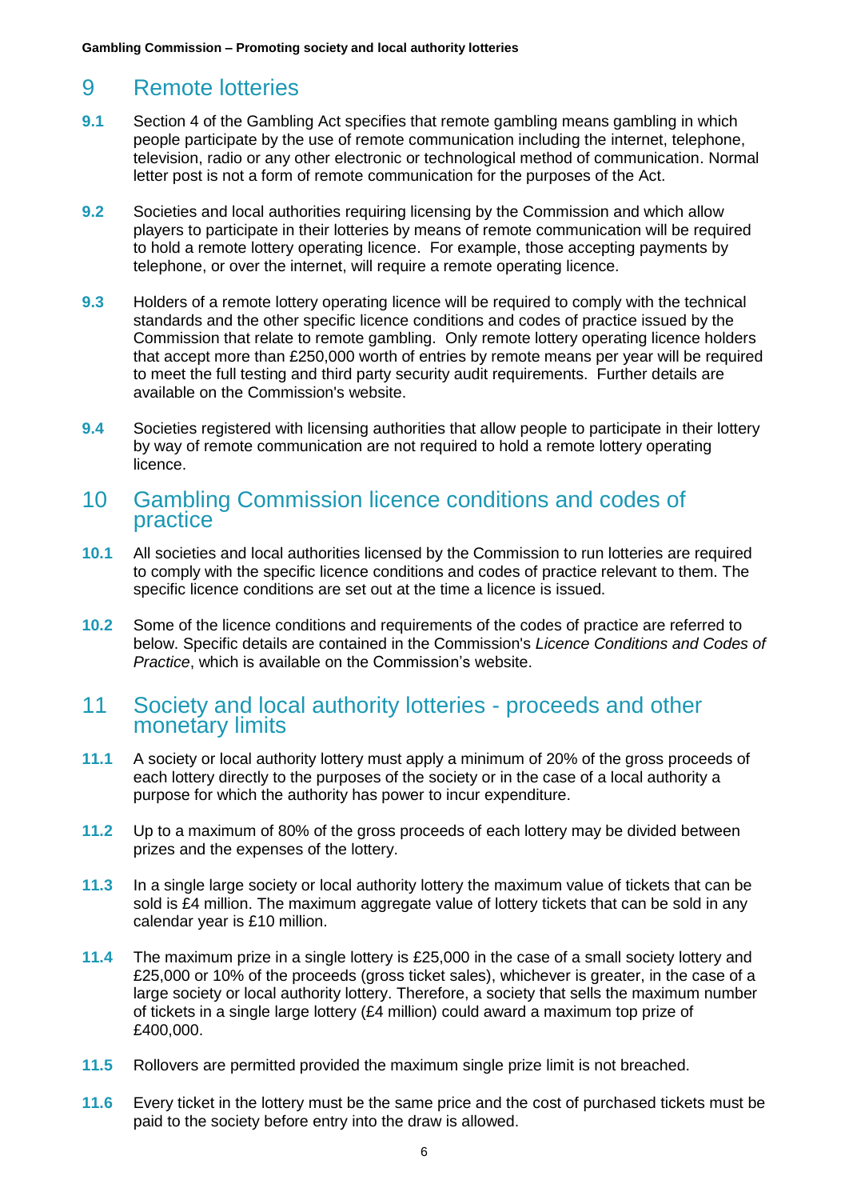## 9 Remote lotteries

**9.1** Section 4 of the Gambling Act specifies that remote gambling means gambling in which people participate by the use of remote communication including the internet, telephone, television, radio or any other electronic or technological method of communication. Normal letter post is not a form of remote communication for the purposes of the Act.

**9.2** Societies and local authorities requiring licensing by the Commission and which allow players to participate in their lotteries by means of remote communication will be required to hold a remote lottery operating licence. For example, those accepting payments by telephone, or over the internet, will require a remote operating licence.

**9.3** Holders of a remote lottery operating licence will be required to comply with the technical standards and the other specific licence conditions and codes of practice issued by the Commission that relate to remote gambling. Only remote lottery operating licence holders that accept more than £250,000 worth of entries by remote means per year will be required to meet the full testing and third party security audit requirements. Further details are available on the Commission's website.

**9.4** Societies registered with licensing authorities that allow people to participate in their lottery by way of remote communication are not required to hold a remote lottery operating licence.

## 10 Gambling Commission licence conditions and codes of practice

**10.1** All societies and local authorities licensed by the Commission to run lotteries are required to comply with the specific licence conditions and codes of practice relevant to them. The specific licence conditions are set out at the time a licence is issued.

**10.2** Some of the licence conditions and requirements of the codes of practice are referred to below. Specific details are contained in the Commission's *Licence Conditions and Codes of Practice*, which is available on the Commission's website.

## 11 Society and local authority lotteries - proceeds and other monetary limits

**11.1** A society or local authority lottery must apply a minimum of 20% of the gross proceeds of each lottery directly to the purposes of the society or in the case of a local authority a purpose for which the authority has power to incur expenditure.

**11.2** Up to a maximum of 80% of the gross proceeds of each lottery may be divided between prizes and the expenses of the lottery.

**11.3** In a single large society or local authority lottery the maximum value of tickets that can be sold is £4 million. The maximum aggregate value of lottery tickets that can be sold in any calendar year is £10 million.

**11.4** The maximum prize in a single lottery is £25,000 in the case of a small society lottery and £25,000 or 10% of the proceeds (gross ticket sales), whichever is greater, in the case of a large society or local authority lottery. Therefore, a society that sells the maximum number of tickets in a single large lottery (£4 million) could award a maximum top prize of £400,000.

**11.5** Rollovers are permitted provided the maximum single prize limit is not breached.

**11.6** Every ticket in the lottery must be the same price and the cost of purchased tickets must be paid to the society before entry into the draw is allowed.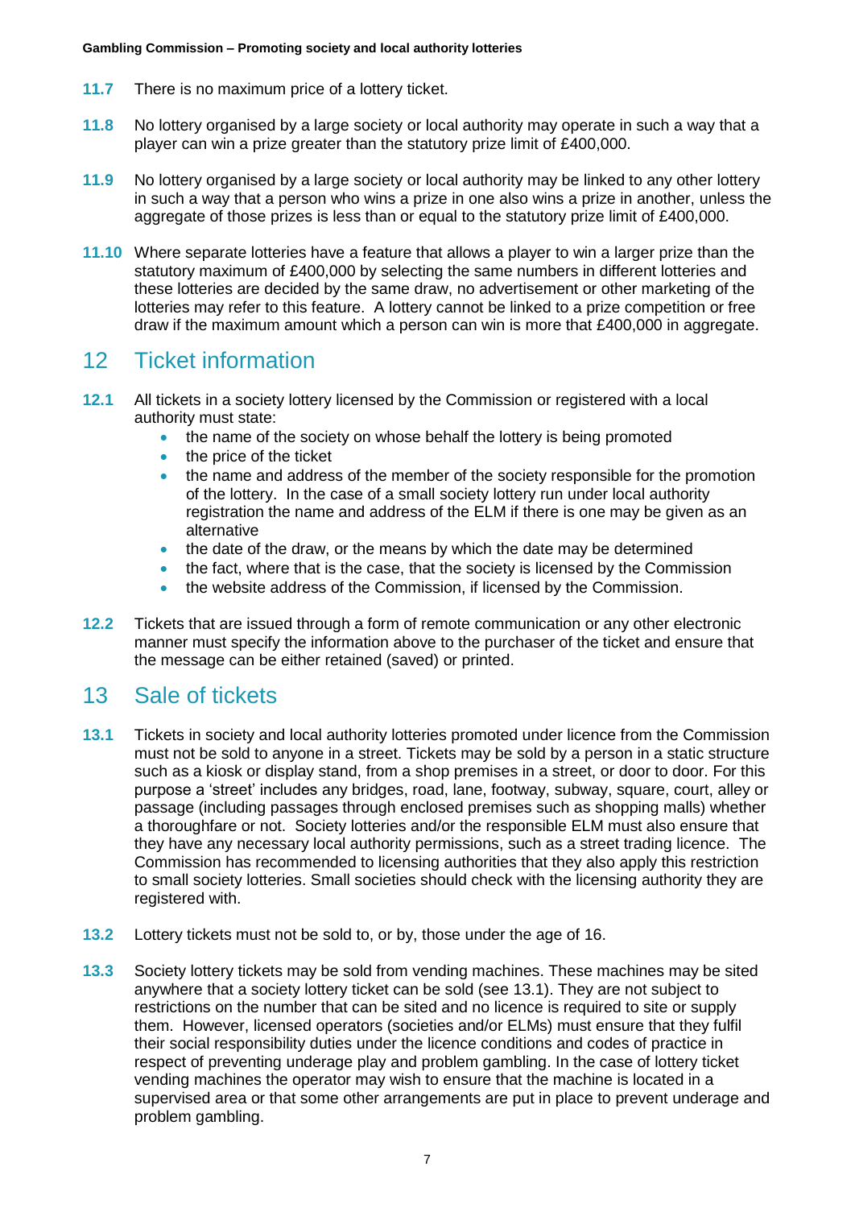**11.7** There is no maximum price of a lottery ticket.

**11.8** No lottery organised by a large society or local authority may operate in such a way that a player can win a prize greater than the statutory prize limit of £400,000.

**11.9** No lottery organised by a large society or local authority may be linked to any other lottery in such a way that a person who wins a prize in one also wins a prize in another, unless the aggregate of those prizes is less than or equal to the statutory prize limit of £400,000.

**11.10** Where separate lotteries have a feature that allows a player to win a larger prize than the statutory maximum of £400,000 by selecting the same numbers in different lotteries and these lotteries are decided by the same draw, no advertisement or other marketing of the lotteries may refer to this feature. A lottery cannot be linked to a prize competition or free draw if the maximum amount which a person can win is more that £400,000 in aggregate.

## 12 Ticket information

**12.1** All tickets in a society lottery licensed by the Commission or registered with a local authority must state:

- the name of the society on whose behalf the lottery is being promoted
- the price of the ticket
- the name and address of the member of the society responsible for the promotion of the lottery. In the case of a small society lottery run under local authority registration the name and address of the ELM if there is one may be given as an alternative
- the date of the draw, or the means by which the date may be determined
- the fact, where that is the case, that the society is licensed by the Commission
- the website address of the Commission, if licensed by the Commission.

**12.2** Tickets that are issued through a form of remote communication or any other electronic manner must specify the information above to the purchaser of the ticket and ensure that the message can be either retained (saved) or printed.

## 13 Sale of tickets

**13.1** Tickets in society and local authority lotteries promoted under licence from the Commission must not be sold to anyone in a street. Tickets may be sold by a person in a static structure such as a kiosk or display stand, from a shop premises in a street, or door to door. For this purpose a 'street' includes any bridges, road, lane, footway, subway, square, court, alley or passage (including passages through enclosed premises such as shopping malls) whether a thoroughfare or not. Society lotteries and/or the responsible ELM must also ensure that they have any necessary local authority permissions, such as a street trading licence. The Commission has recommended to licensing authorities that they also apply this restriction to small society lotteries. Small societies should check with the licensing authority they are registered with.

**13.2** Lottery tickets must not be sold to, or by, those under the age of 16.

**13.3** Society lottery tickets may be sold from vending machines. These machines may be sited anywhere that a society lottery ticket can be sold (see 13.1). They are not subject to restrictions on the number that can be sited and no licence is required to site or supply them. However, licensed operators (societies and/or ELMs) must ensure that they fulfil their social responsibility duties under the licence conditions and codes of practice in respect of preventing underage play and problem gambling. In the case of lottery ticket vending machines the operator may wish to ensure that the machine is located in a supervised area or that some other arrangements are put in place to prevent underage and problem gambling.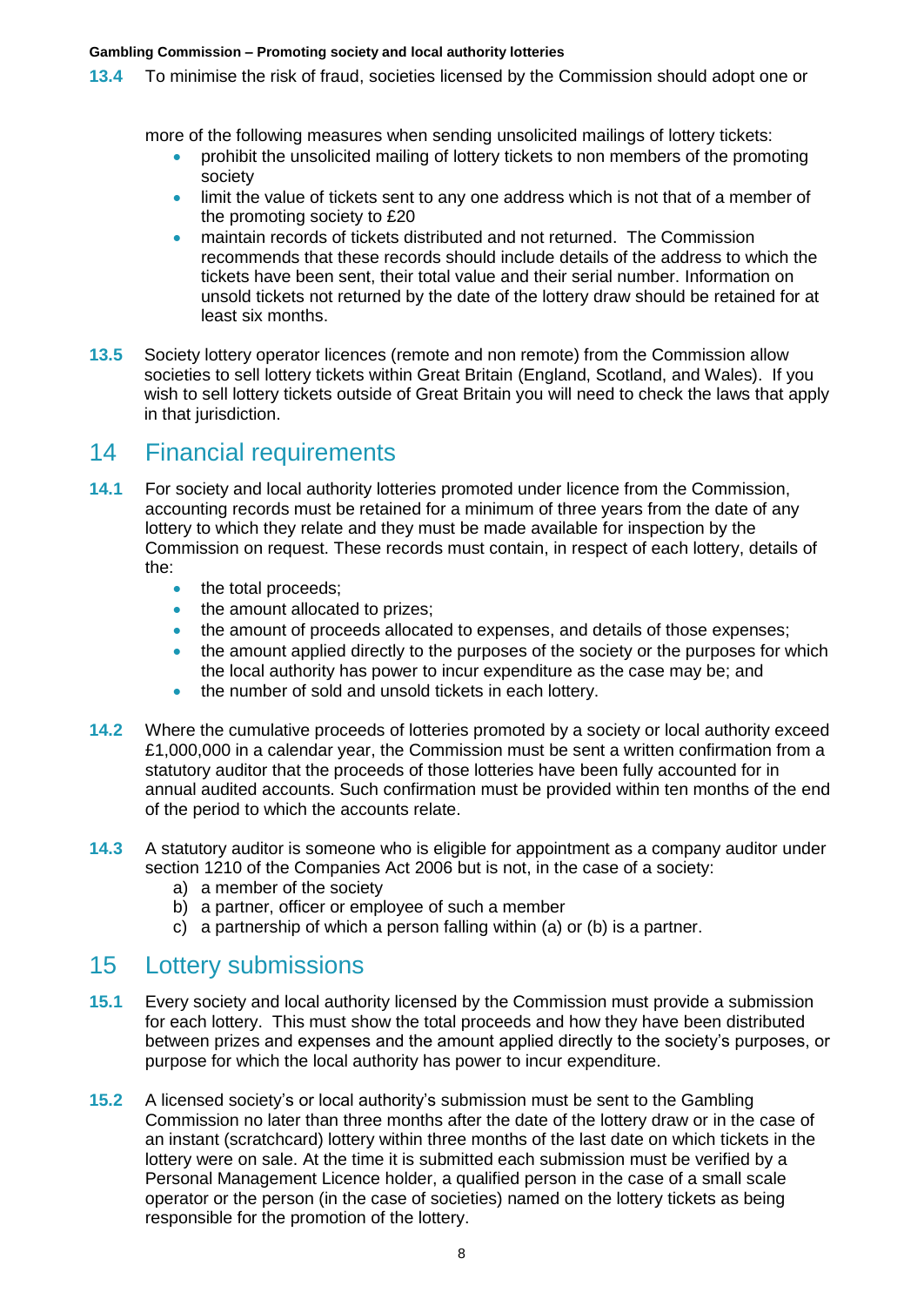**13.4** To minimise the risk of fraud, societies licensed by the Commission should adopt one or more of the following measures when sending unsolicited mailings of lottery tickets:

- prohibit the unsolicited mailing of lottery tickets to non members of the promoting society
- limit the value of tickets sent to any one address which is not that of a member of the promoting society to £20
- maintain records of tickets distributed and not returned. The Commission recommends that these records should include details of the address to which the tickets have been sent, their total value and their serial number. Information on unsold tickets not returned by the date of the lottery draw should be retained for at least six months.

**13.5** Society lottery operator licences (remote and non remote) from the Commission allow societies to sell lottery tickets within Great Britain (England, Scotland, and Wales). If you wish to sell lottery tickets outside of Great Britain you will need to check the laws that apply in that jurisdiction.

## 14 Financial requirements

**14.1** For society and local authority lotteries promoted under licence from the Commission, accounting records must be retained for a minimum of three years from the date of any lottery to which they relate and they must be made available for inspection by the Commission on request. These records must contain, in respect of each lottery, details of the:

- the total proceeds;
- the amount allocated to prizes;
- the amount of proceeds allocated to expenses, and details of those expenses;
- the amount applied directly to the purposes of the society or the purposes for which the local authority has power to incur expenditure as the case may be; and
- the number of sold and unsold tickets in each lottery.

**14.2** Where the cumulative proceeds of lotteries promoted by a society or local authority exceed £1,000,000 in a calendar year, the Commission must be sent a written confirmation from a statutory auditor that the proceeds of those lotteries have been fully accounted for in annual audited accounts. Such confirmation must be provided within ten months of the end of the period to which the accounts relate.

**14.3** A statutory auditor is someone who is eligible for appointment as a company auditor under section 1210 of the Companies Act 2006 but is not, in the case of a society:

a) a member of the society
b) a partner, officer or employee of such a member
c) a partnership of which a person falling within (a) or (b) is a partner.

## 15 Lottery submissions

**15.1** Every society and local authority licensed by the Commission must provide a submission for each lottery. This must show the total proceeds and how they have been distributed between prizes and expenses and the amount applied directly to the society's purposes, or purpose for which the local authority has power to incur expenditure.

**15.2** A licensed society's or local authority's submission must be sent to the Gambling Commission no later than three months after the date of the lottery draw or in the case of an instant (scratchcard) lottery within three months of the last date on which tickets in the lottery were on sale. At the time it is submitted each submission must be verified by a Personal Management Licence holder, a qualified person in the case of a small scale operator or the person (in the case of societies) named on the lottery tickets as being responsible for the promotion of the lottery.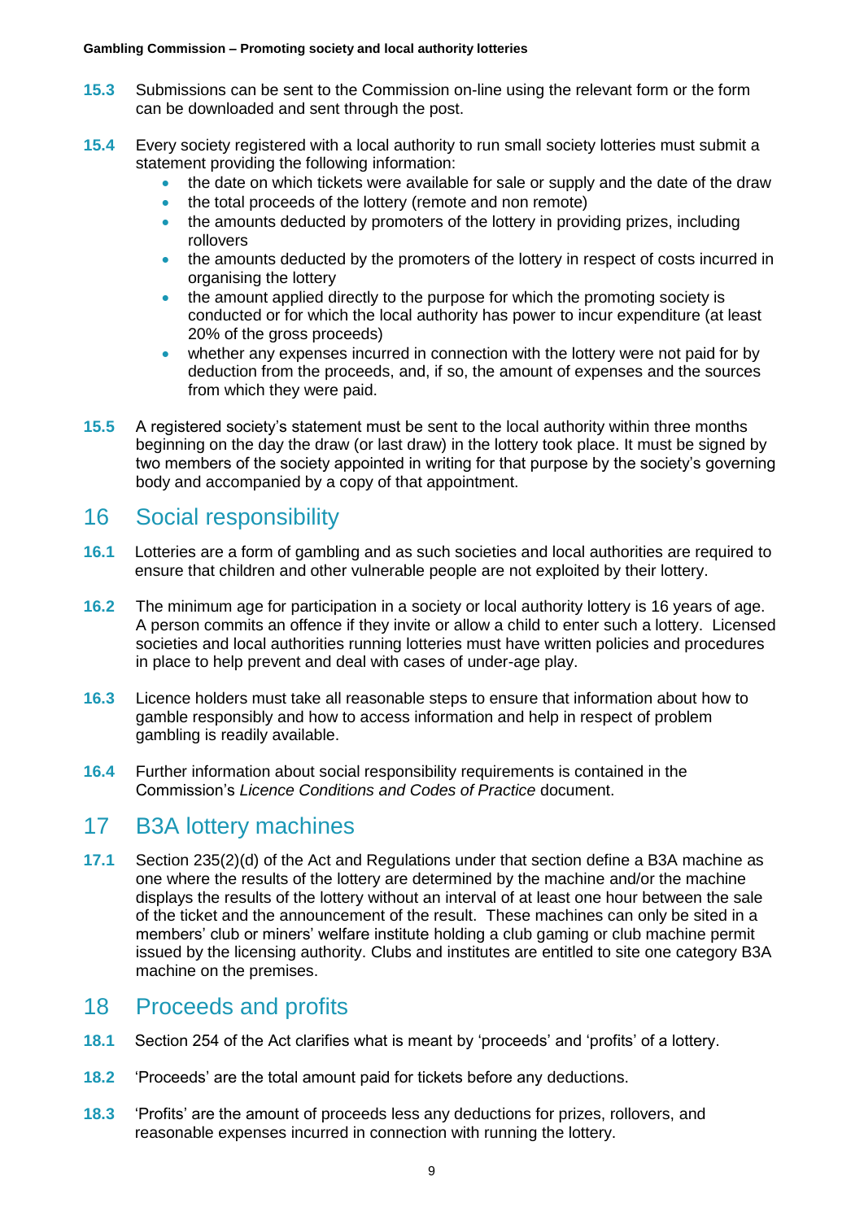**15.3** Submissions can be sent to the Commission on-line using the relevant form or the form can be downloaded and sent through the post.

**15.4** Every society registered with a local authority to run small society lotteries must submit a statement providing the following information:

- the date on which tickets were available for sale or supply and the date of the draw
- the total proceeds of the lottery (remote and non remote)
- the amounts deducted by promoters of the lottery in providing prizes, including rollovers
- the amounts deducted by the promoters of the lottery in respect of costs incurred in organising the lottery
- the amount applied directly to the purpose for which the promoting society is conducted or for which the local authority has power to incur expenditure (at least 20% of the gross proceeds)
- whether any expenses incurred in connection with the lottery were not paid for by deduction from the proceeds, and, if so, the amount of expenses and the sources from which they were paid.

**15.5** A registered society's statement must be sent to the local authority within three months beginning on the day the draw (or last draw) in the lottery took place. It must be signed by two members of the society appointed in writing for that purpose by the society's governing body and accompanied by a copy of that appointment.

## 16 Social responsibility

**16.1** Lotteries are a form of gambling and as such societies and local authorities are required to ensure that children and other vulnerable people are not exploited by their lottery.

**16.2** The minimum age for participation in a society or local authority lottery is 16 years of age. A person commits an offence if they invite or allow a child to enter such a lottery. Licensed societies and local authorities running lotteries must have written policies and procedures in place to help prevent and deal with cases of under-age play.

**16.3** Licence holders must take all reasonable steps to ensure that information about how to gamble responsibly and how to access information and help in respect of problem gambling is readily available.

**16.4** Further information about social responsibility requirements is contained in the Commission's *Licence Conditions and Codes of Practice* document.

## 17 B3A lottery machines

**17.1** Section 235(2)(d) of the Act and Regulations under that section define a B3A machine as one where the results of the lottery are determined by the machine and/or the machine displays the results of the lottery without an interval of at least one hour between the sale of the ticket and the announcement of the result. These machines can only be sited in a members' club or miners' welfare institute holding a club gaming or club machine permit issued by the licensing authority. Clubs and institutes are entitled to site one category B3A machine on the premises.

## 18 Proceeds and profits

**18.1** Section 254 of the Act clarifies what is meant by 'proceeds' and 'profits' of a lottery.

**18.2** 'Proceeds' are the total amount paid for tickets before any deductions.

**18.3** 'Profits' are the amount of proceeds less any deductions for prizes, rollovers, and reasonable expenses incurred in connection with running the lottery.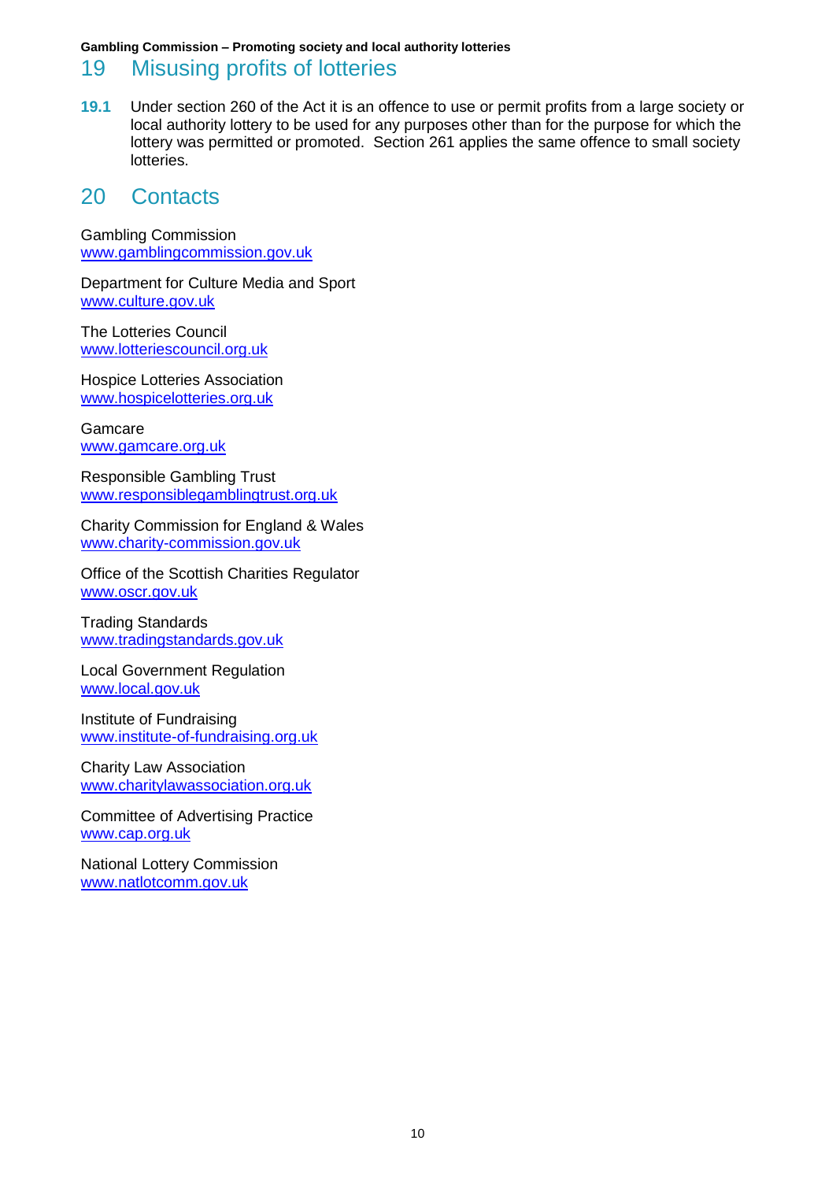## 19 Misusing profits of lotteries

**19.1** Under section 260 of the Act it is an offence to use or permit profits from a large society or local authority lottery to be used for any purposes other than for the purpose for which the lottery was permitted or promoted. Section 261 applies the same offence to small society lotteries.

## 20 Contacts

Gambling Commission
www.gamblingcommission.gov.uk

Department for Culture Media and Sport
www.culture.gov.uk

The Lotteries Council
www.lotteriescouncil.org.uk

Hospice Lotteries Association
www.hospicelotteries.org.uk

Gamcare
www.gamcare.org.uk

Responsible Gambling Trust
www.responsiblegamblingtrust.org.uk

Charity Commission for England & Wales
www.charity-commission.gov.uk

Office of the Scottish Charities Regulator
www.oscr.gov.uk

Trading Standards
www.tradingstandards.gov.uk

Local Government Regulation
www.local.gov.uk

Institute of Fundraising
www.institute-of-fundraising.org.uk

Charity Law Association
www.charitylawassociation.org.uk

Committee of Advertising Practice
www.cap.org.uk

National Lottery Commission
www.natlotcomm.gov.uk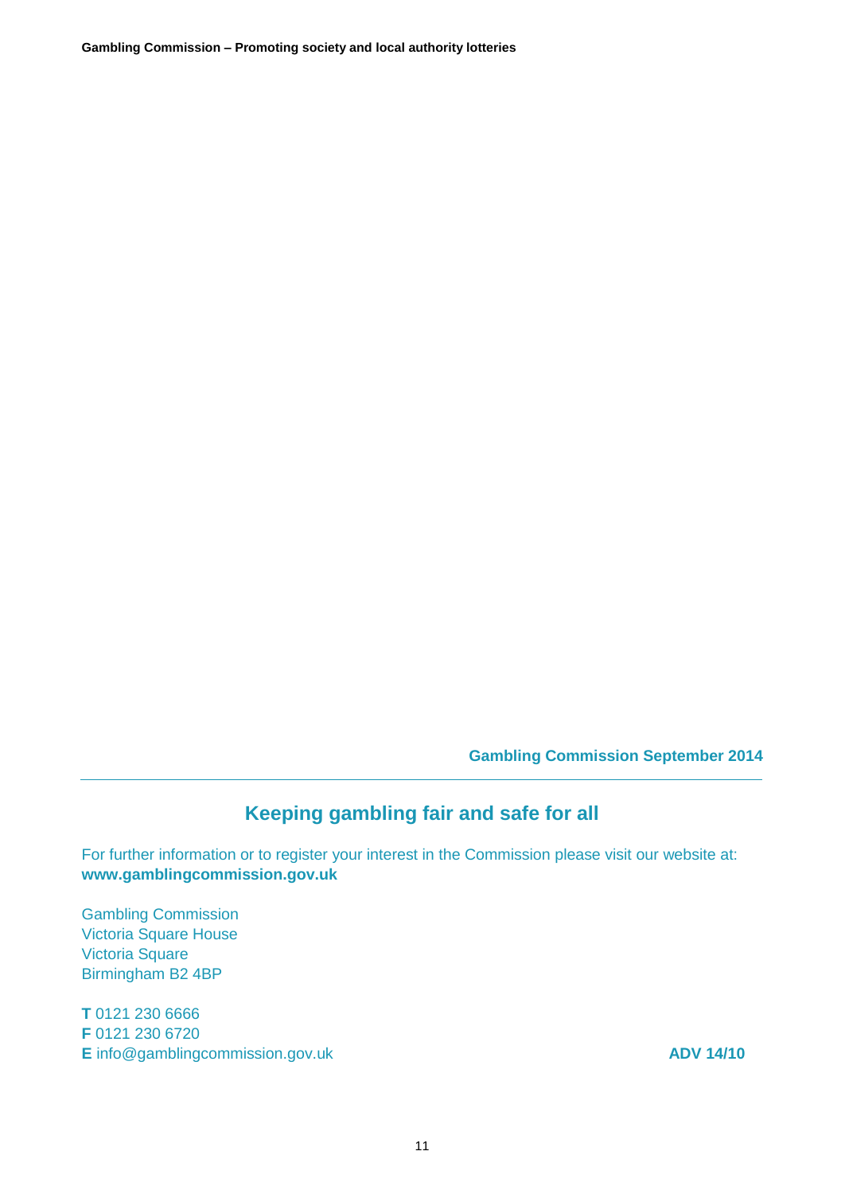**Gambling Commission September 2014**

---

## Keeping gambling fair and safe for all

For further information or to register your interest in the Commission please visit our website at:
**www.gamblingcommission.gov.uk**

Gambling Commission
Victoria Square House
Victoria Square
Birmingham B2 4BP

**T** 0121 230 6666
**F** 0121 230 6720
**E** info@gamblingcommission.gov.uk

**ADV 14/10**